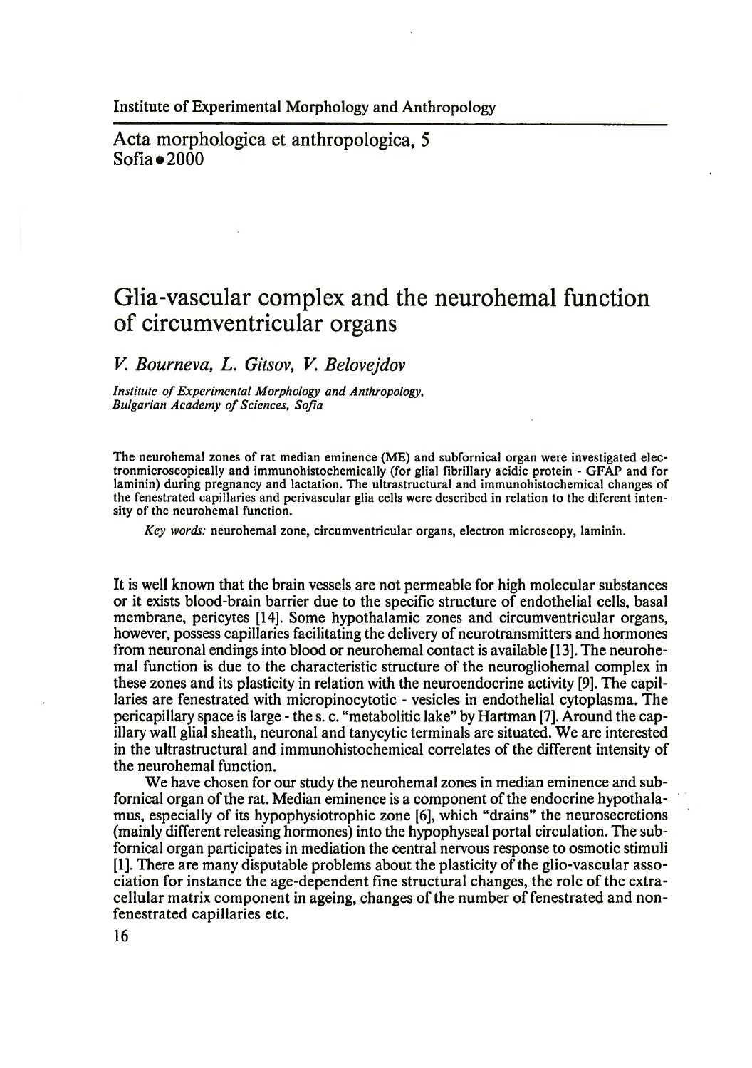Institute of Experimental Morphology and Anthropology

Acta morphologica et anthropologica, 5
Sofia • 2000

# Glia-vascular complex and the neurohemal function of circumventricular organs

*V. Bourneva, L. Gitsov, V. Belovejdov*

*Institute of Experimental Morphology and Anthropology, Bulgarian Academy of Sciences, Sofia*

The neurohemal zones of rat median eminence (ME) and subfornical organ were investigated electronmicroscopically and immunohistochemically (for glial fibrillary acidic protein - GFAP and for laminin) during pregnancy and lactation. The ultrastructural and immunohistochemical changes of the fenestrated capillaries and perivascular glia cells were described in relation to the diferent intensity of the neurohemal function.

*Key words:* neurohemal zone, circumventricular organs, electron microscopy, laminin.

It is well known that the brain vessels are not permeable for high molecular substances or it exists blood-brain barrier due to the specific structure of endothelial cells, basal membrane, pericytes [14]. Some hypothalamic zones and circumventricular organs, however, possess capillaries facilitating the delivery of neurotransmitters and hormones from neuronal endings into blood or neurohemal contact is available [13]. The neurohemal function is due to the characteristic structure of the neurogliohemal complex in these zones and its plasticity in relation with the neuroendocrine activity [9]. The capillaries are fenestrated with micropinocytotic - vesicles in endothelial cytoplasma. The pericapillary space is large - the s. c. "metabolitic lake" by Hartman [7]. Around the capillary wall glial sheath, neuronal and tanycytic terminals are situated. We are interested in the ultrastructural and immunohistochemical correlates of the different intensity of the neurohemal function.

We have chosen for our study the neurohemal zones in median eminence and subfornical organ of the rat. Median eminence is a component of the endocrine hypothalamus, especially of its hypophysiotrophic zone [6], which "drains" the neurosecretions (mainly different releasing hormones) into the hypophyseal portal circulation. The subfornical organ participates in mediation the central nervous response to osmotic stimuli [1]. There are many disputable problems about the plasticity of the glio-vascular association for instance the age-dependent fine structural changes, the role of the extracellular matrix component in ageing, changes of the number of fenestrated and nonfenestrated capillaries etc.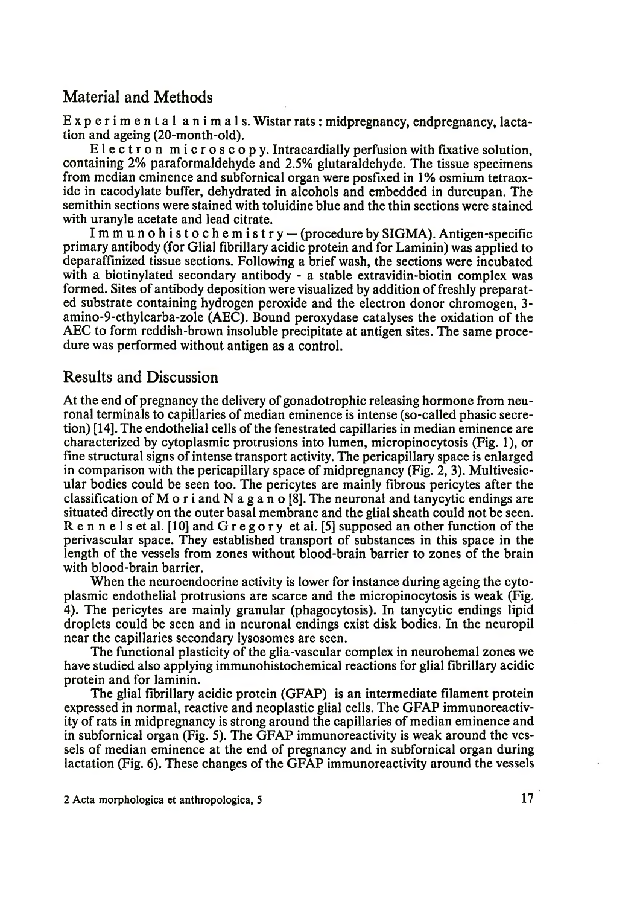## Material and Methods

Experimental animals. Wistar rats : midpregnancy, endpregnancy, lactation and ageing (20-month-old).

Electron microscopy. Intracardially perfusion with fixative solution, containing 2% paraformaldehyde and 2.5% glutaraldehyde. The tissue specimens from median eminence and subfornical organ were posfixed in 1% osmium tetraoxide in cacodylate buffer, dehydrated in alcohols and embedded in durcupan. The semithin sections were stained with toluidine blue and the thin sections were stained with uranyle acetate and lead citrate.

Immunohistochemistry — (procedure by SIGMA). Antigen-specific primary antibody (for Glial fibrillary acidic protein and for Laminin) was applied to deparaffinized tissue sections. Following a brief wash, the sections were incubated with a biotinylated secondary antibody - a stable extravidin-biotin complex was formed. Sites of antibody deposition were visualized by addition of freshly preparated substrate containing hydrogen peroxide and the electron donor chromogen, 3-amino-9-ethylcarba-zole (AEC). Bound peroxydase catalyses the oxidation of the AEC to form reddish-brown insoluble precipitate at antigen sites. The same procedure was performed without antigen as a control.

## Results and Discussion

At the end of pregnancy the delivery of gonadotrophic releasing hormone from neuronal terminals to capillaries of median eminence is intense (so-called phasic secretion) [14]. The endothelial cells of the fenestrated capillaries in median eminence are characterized by cytoplasmic protrusions into lumen, micropinocytosis (Fig. 1), or fine structural signs of intense transport activity. The pericapillary space is enlarged in comparison with the pericapillary space of midpregnancy (Fig. 2, 3). Multivesicular bodies could be seen too. The pericytes are mainly fibrous pericytes after the classification of Mori and Nagano [8]. The neuronal and tanycytic endings are situated directly on the outer basal membrane and the glial sheath could not be seen. Rennels et al. [10] and Gregory et al. [5] supposed an other function of the perivascular space. They established transport of substances in this space in the length of the vessels from zones without blood-brain barrier to zones of the brain with blood-brain barrier.

When the neuroendocrine activity is lower for instance during ageing the cytoplasmic endothelial protrusions are scarce and the micropinocytosis is weak (Fig. 4). The pericytes are mainly granular (phagocytosis). In tanycytic endings lipid droplets could be seen and in neuronal endings exist disk bodies. In the neuropil near the capillaries secondary lysosomes are seen.

The functional plasticity of the glia-vascular complex in neurohemal zones we have studied also applying immunohistochemical reactions for glial fibrillary acidic protein and for laminin.

The glial fibrillary acidic protein (GFAP) is an intermediate filament protein expressed in normal, reactive and neoplastic glial cells. The GFAP immunoreactivity of rats in midpregnancy is strong around the capillaries of median eminence and in subfornical organ (Fig. 5). The GFAP immunoreactivity is weak around the vessels of median eminence at the end of pregnancy and in subfornical organ during lactation (Fig. 6). These changes of the GFAP immunoreactivity around the vessels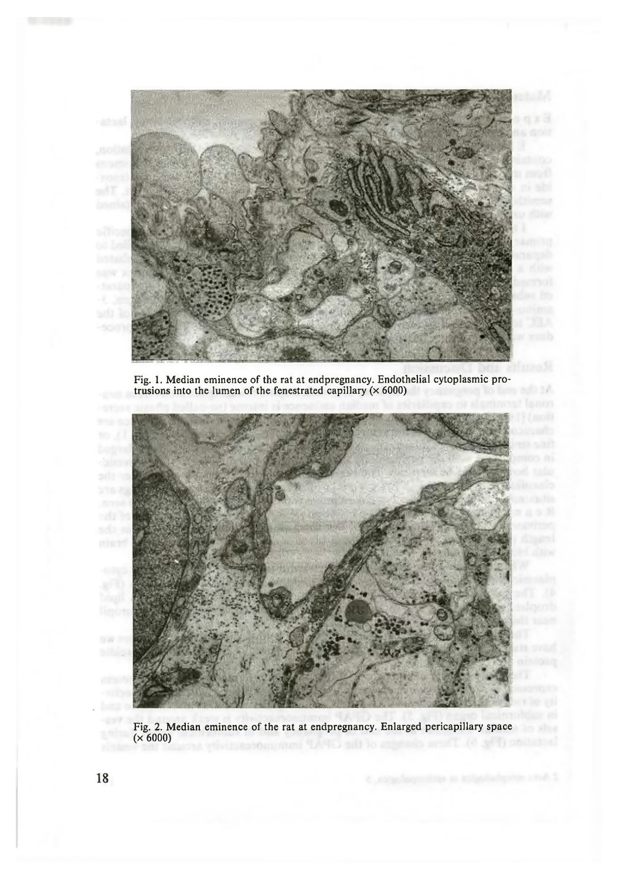Fig. 1. Median eminence of the rat at endpregnancy. Endothelial cytoplasmic protrusions into the lumen of the fenestrated capillary (× 6000)

Fig. 2. Median eminence of the rat at endpregnancy. Enlarged pericapillary space (× 6000)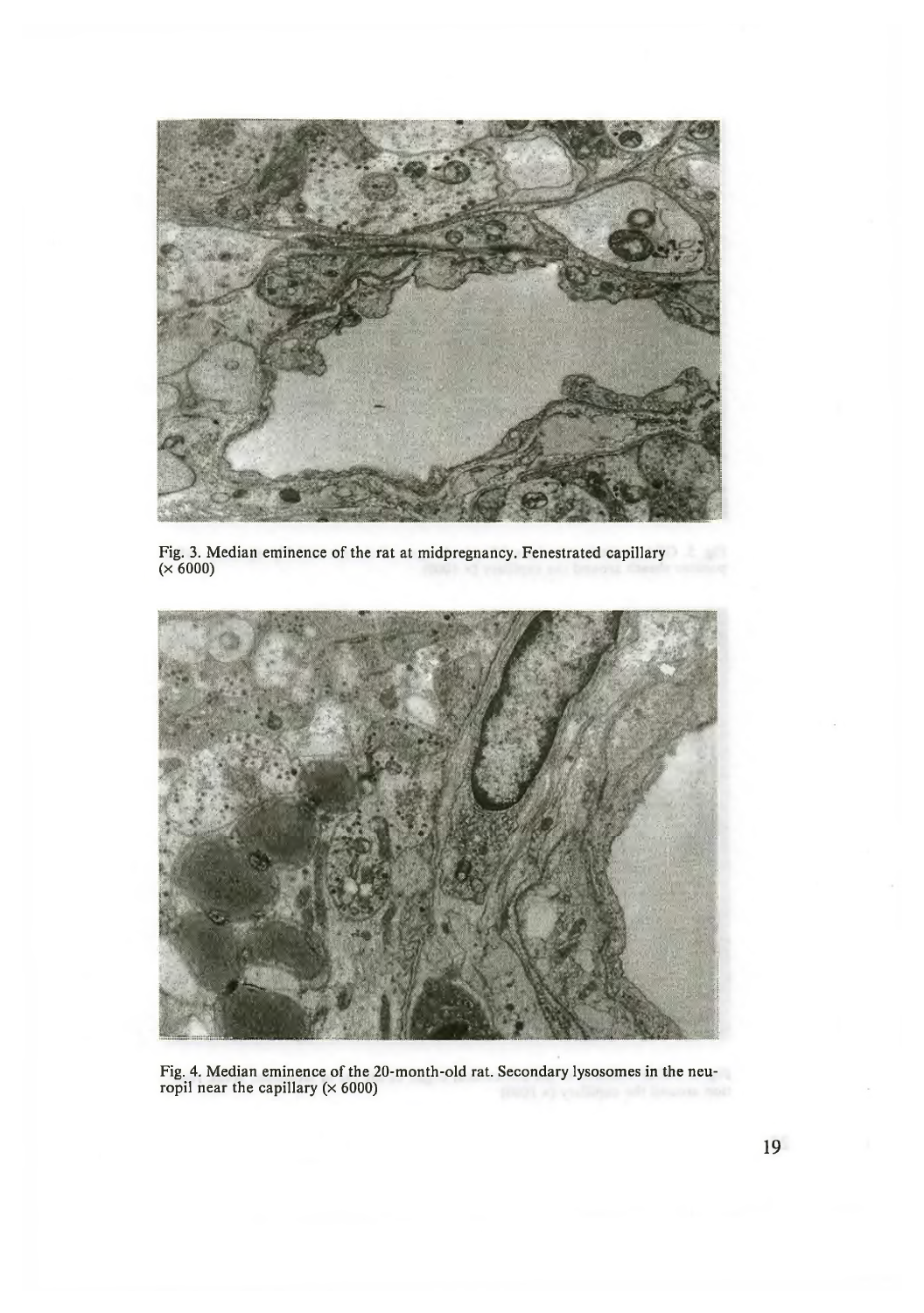Fig. 3. Median eminence of the rat at midpregnancy. Fenestrated capillary (× 6000)

Fig. 4. Median eminence of the 20-month-old rat. Secondary lysosomes in the neuropil near the capillary (× 6000)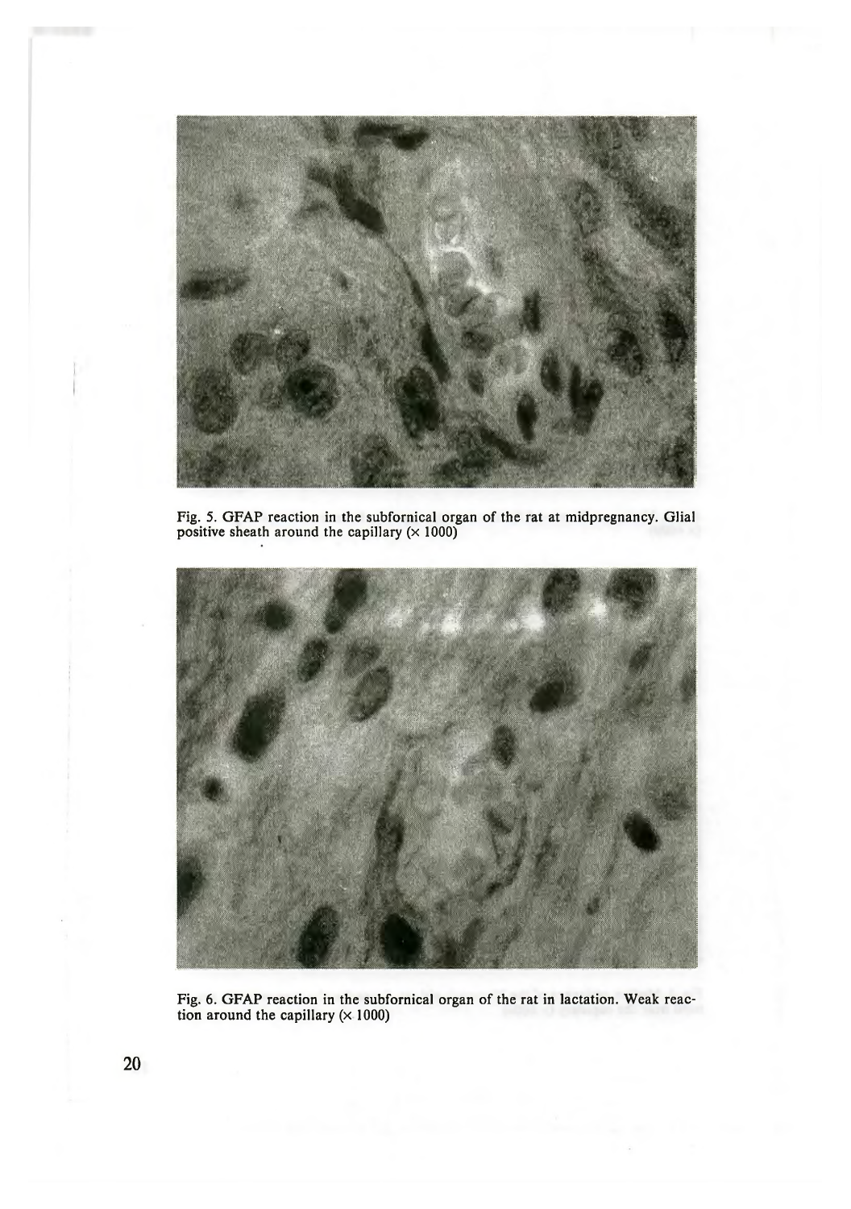Fig. 5. GFAP reaction in the subfornical organ of the rat at midpregnancy. Glial positive sheath around the capillary (× 1000)

Fig. 6. GFAP reaction in the subfornical organ of the rat in lactation. Weak reaction around the capillary (× 1000)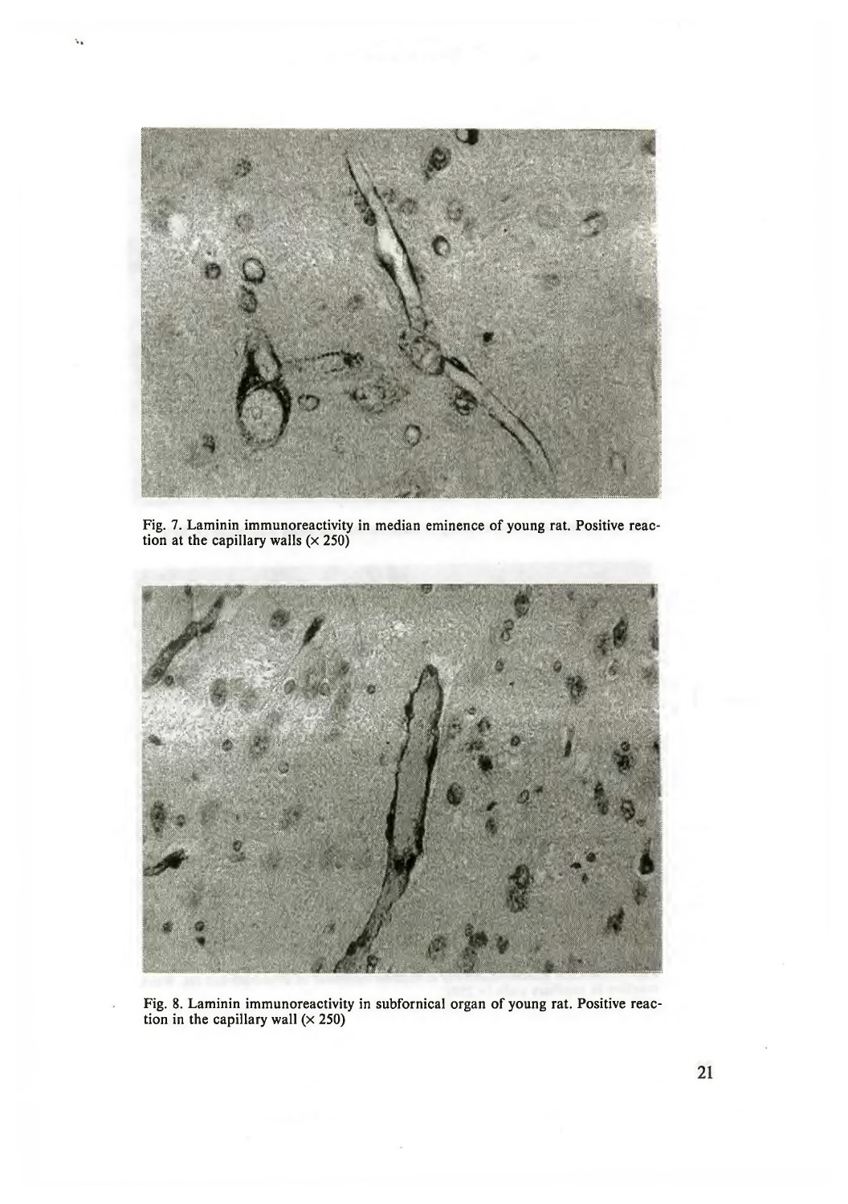Fig. 7. Laminin immunoreactivity in median eminence of young rat. Positive reaction at the capillary walls (× 250)

Fig. 8. Laminin immunoreactivity in subfornical organ of young rat. Positive reaction in the capillary wall (× 250)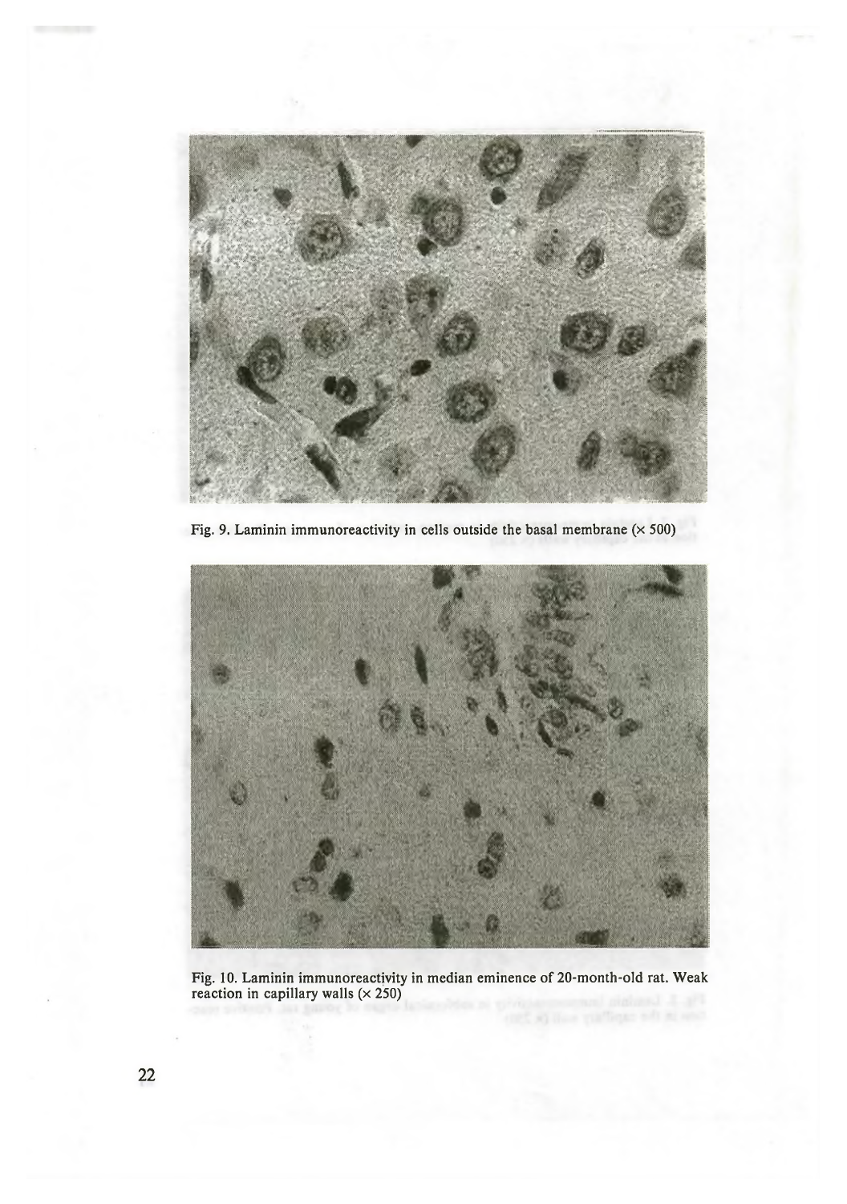Fig. 9. Laminin immunoreactivity in cells outside the basal membrane (× 500)

Fig. 10. Laminin immunoreactivity in median eminence of 20-month-old rat. Weak reaction in capillary walls (× 250)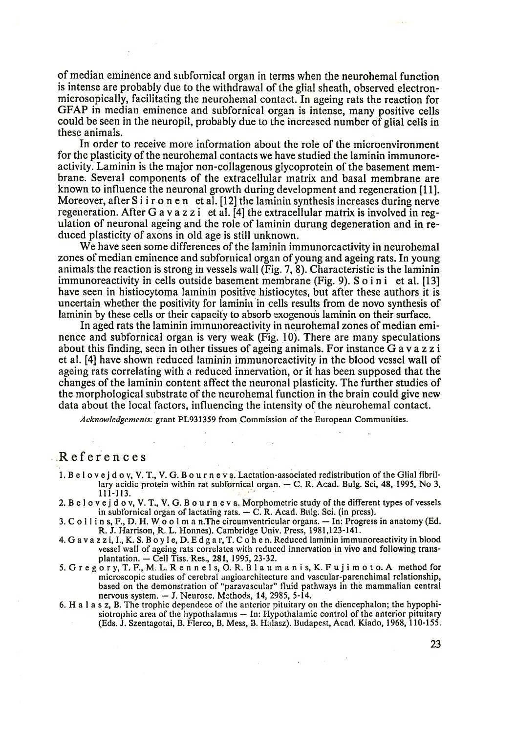of median eminence and subfornical organ in terms when the neurohemal function is intense are probably due to the withdrawal of the glial sheath, observed electronmicrosopically, facilitating the neurohemal contact. In ageing rats the reaction for GFAP in median eminence and subfornical organ is intense, many positive cells could be seen in the neuropil, probably due to the increased number of glial cells in these animals.

In order to receive more information about the role of the microenvironment for the plasticity of the neurohemal contacts we have studied the laminin immunoreactivity. Laminin is the major non-collagenous glycoprotein of the basement membrane. Several components of the extracellular matrix and basal membrane are known to influence the neuronal growth during development and regeneration [11]. Moreover, after S i i r o n e n et al. [12] the laminin synthesis increases during nerve regeneration. After G a v a z z i et al. [4] the extracellular matrix is involved in regulation of neuronal ageing and the role of laminin durung degeneration and in reduced plasticity of axons in old age is still unknown.

We have seen some differences of the laminin immunoreactivity in neurohemal zones of median eminence and subfornical organ of young and ageing rats. In young animals the reaction is strong in vessels wall (Fig. 7, 8). Characteristic is the laminin immunoreactivity in cells outside basement membrane (Fig. 9). S o i n i et al. [13] have seen in histiocytoma laminin positive histiocytes, but after these authors it is uncertain whether the positivity for laminin in cells results from de novo synthesis of laminin by these cells or their capacity to absorb exogenous laminin on their surface.

In aged rats the laminin immunoreactivity in neurohemal zones of median eminence and subfornical organ is very weak (Fig. 10). There are many speculations about this finding, seen in other tissues of ageing animals. For instance G a v a z z i et al. [4] have shown reduced laminin immunoreactivity in the blood vessel wall of ageing rats correlating with a reduced innervation, or it has been supposed that the changes of the laminin content affect the neuronal plasticity. The further studies of the morphological substrate of the neurohemal function in the brain could give new data about the local factors, influencing the intensity of the neurohemal contact.

*Acknowledgements:* grant PL931359 from Commission of the European Communities.

## References

1. B e l o v e j d o v, V. T., V. G. B o u r n e v a. Lactation-associated redistribution of the Glial fibrillary acidic protein within rat subfornical organ. — C. R. Acad. Bulg. Sci, 48, 1995, No 3, 111-113.
2. B e l o v e j d o v, V. T., V. G. B o u r n e v a. Morphometric study of the different types of vessels in subfornical organ of lactating rats. — C. R. Acad. Bulg. Sci. (in press).
3. C o l l i n s, F., D. H. W o o l m a n.The circumventricular organs. — In: Progress in anatomy (Ed. R. J. Harrison, R. L. Honnes). Cambridge Univ. Press, 1981,123-141.
4. G a v a z z i, I., K. S. B o y l e, D. E d g a r, T. C o h e n. Reduced laminin immunoreactivity in blood vessel wall of ageing rats correlates with reduced innervation in vivo and following transplantation. — Cell Tiss. Res., 281, 1995, 23-32.
5. G r e g o r y, T. F., M. L. R e n n e l s, O. R. B l a u m a n i s, K. F u j i m o t o. A method for microscopic studies of cerebral angioarchitecture and vascular-parenchimal relationship, based on the demonstration of "paravascular" fluid pathways in the mammalian central nervous system. — J. Neurosc. Methods, 14, 2985, 5-14.
6. H a l a s z, B. The trophic dependece of the anterior pituitary on the diencephalon; the hypophisiotrophic area of the hypothalamus — In: Hypothalamic control of the anterior pituitary (Eds. J. Szentagotai, B. Flerco, B. Mess, B. Halasz). Budapest, Acad. Kiado, 1968, 110-155.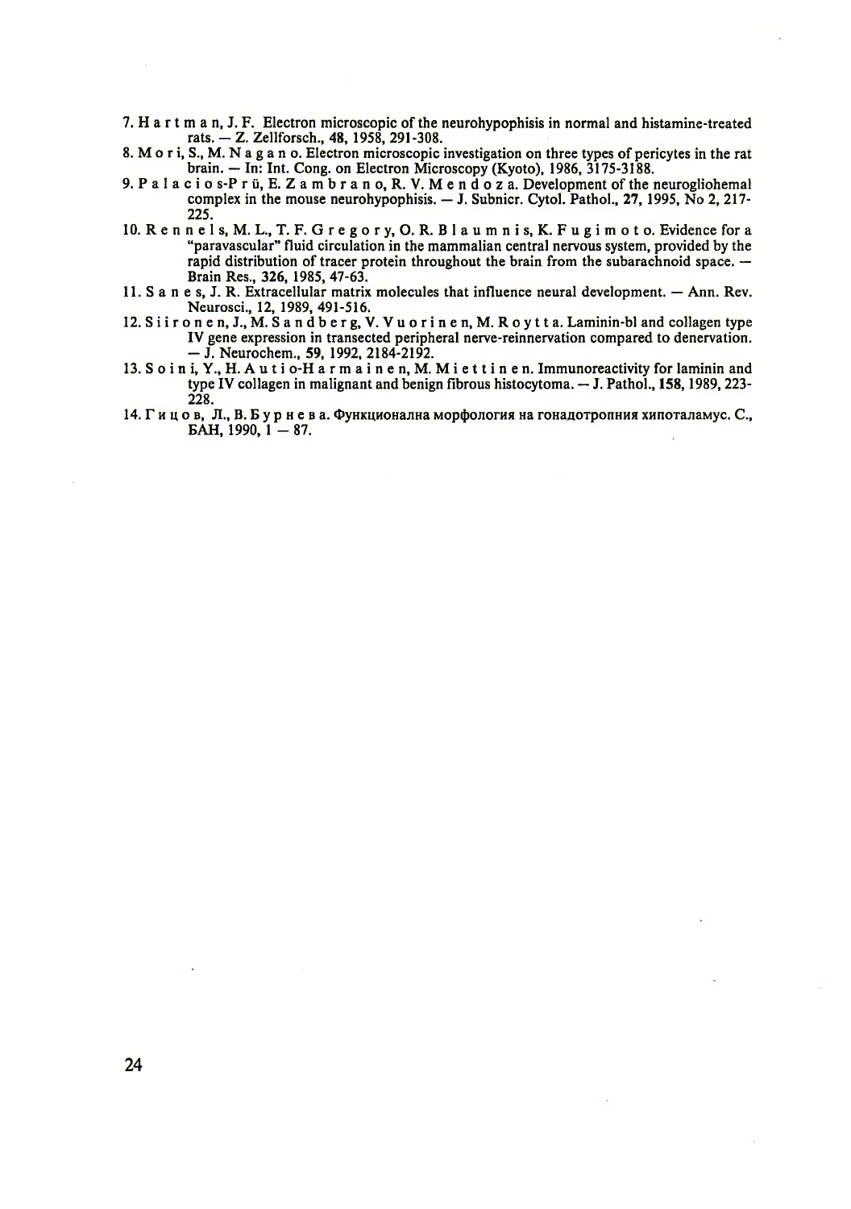7. Hartman, J. F. Electron microscopic of the neurohypophisis in normal and histamine-treated rats. — Z. Zellforsch., **48**, 1958, 291-308.
8. Mori, S., M. Nagano. Electron microscopic investigation on three types of pericytes in the rat brain. — In: Int. Cong. on Electron Microscopy (Kyoto), 1986, 3175-3188.
9. Palacios-Prü, E. Zambrano, R. V. Mendoza. Development of the neurogliohemal complex in the mouse neurohypophisis. — J. Subnicr. Cytol. Pathol., **27**, 1995, No 2, 217-225.
10. Rennels, M. L., T. F. Gregory, O. R. Blaumnis, K. Fugimoto. Evidence for a "paravascular" fluid circulation in the mammalian central nervous system, provided by the rapid distribution of tracer protein throughout the brain from the subarachnoid space. — Brain Res., **326**, 1985, 47-63.
11. Sanes, J. R. Extracellular matrix molecules that influence neural development. — Ann. Rev. Neurosci., 12, 1989, 491-516.
12. Siironen, J., M. Sandberg, V. Vuorinen, M. Roytta. Laminin-bl and collagen type IV gene expression in transected peripheral nerve-reinnervation compared to denervation. — J. Neurochem., **59**, 1992, 2184-2192.
13. Soini, Y., H. Autio-Harmainen, M. Miettinen. Immunoreactivity for laminin and type IV collagen in malignant and benign fibrous histocytoma. — J. Pathol., **158**, 1989, 223-228.
14. Гицов, Л., В. Бурнева. Функционална морфология на гонадотропния хипоталамус. С., БАН, 1990, 1 — 87.